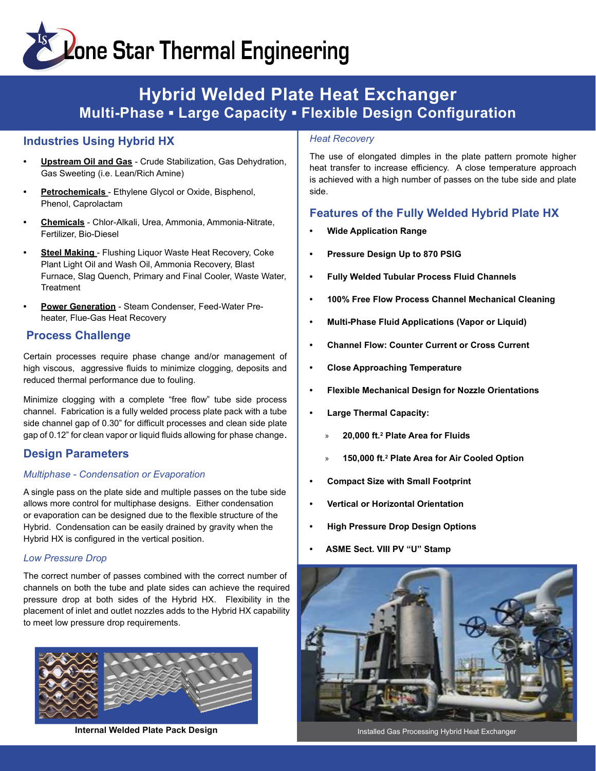# Lone Star Thermal Engineering

# Hybrid Welded Plate Heat Exchanger

## Multi-Phase ▪ Large Capacity ▪ Flexible Design Configuration

## Industries Using Hybrid HX

- **Upstream Oil and Gas** - Crude Stabilization, Gas Dehydration, Gas Sweeting (i.e. Lean/Rich Amine)
- **Petrochemicals** - Ethylene Glycol or Oxide, Bisphenol, Phenol, Caprolactam
- **Chemicals** - Chlor-Alkali, Urea, Ammonia, Ammonia-Nitrate, Fertilizer, Bio-Diesel
- **Steel Making** - Flushing Liquor Waste Heat Recovery, Coke Plant Light Oil and Wash Oil, Ammonia Recovery, Blast Furnace, Slag Quench, Primary and Final Cooler, Waste Water, Treatment
- **Power Generation** - Steam Condenser, Feed-Water Pre-heater, Flue-Gas Heat Recovery

## Process Challenge

Certain processes require phase change and/or management of high viscous, aggressive fluids to minimize clogging, deposits and reduced thermal performance due to fouling.

Minimize clogging with a complete "free flow" tube side process channel. Fabrication is a fully welded process plate pack with a tube side channel gap of 0.30" for difficult processes and clean side plate gap of 0.12" for clean vapor or liquid fluids allowing for phase change.

## Design Parameters

### *Multiphase - Condensation or Evaporation*

A single pass on the plate side and multiple passes on the tube side allows more control for multiphase designs. Either condensation or evaporation can be designed due to the flexible structure of the Hybrid. Condensation can be easily drained by gravity when the Hybrid HX is configured in the vertical position.

### *Low Pressure Drop*

The correct number of passes combined with the correct number of channels on both the tube and plate sides can achieve the required pressure drop at both sides of the Hybrid HX. Flexibility in the placement of inlet and outlet nozzles adds to the Hybrid HX capability to meet low pressure drop requirements.

**Internal Welded Plate Pack Design**

### *Heat Recovery*

The use of elongated dimples in the plate pattern promote higher heat transfer to increase efficiency. A close temperature approach is achieved with a high number of passes on the tube side and plate side.

## Features of the Fully Welded Hybrid Plate HX

- **Wide Application Range**
- **Pressure Design Up to 870 PSIG**
- **Fully Welded Tubular Process Fluid Channels**
- **100% Free Flow Process Channel Mechanical Cleaning**
- **Multi-Phase Fluid Applications (Vapor or Liquid)**
- **Channel Flow: Counter Current or Cross Current**
- **Close Approaching Temperature**
- **Flexible Mechanical Design for Nozzle Orientations**
- **Large Thermal Capacity:**
  - **20,000 ft.$^2$ Plate Area for Fluids**
  - **150,000 ft.$^2$ Plate Area for Air Cooled Option**
- **Compact Size with Small Footprint**
- **Vertical or Horizontal Orientation**
- **High Pressure Drop Design Options**
- **ASME Sect. VIII PV "U" Stamp**

Installed Gas Processing Hybrid Heat Exchanger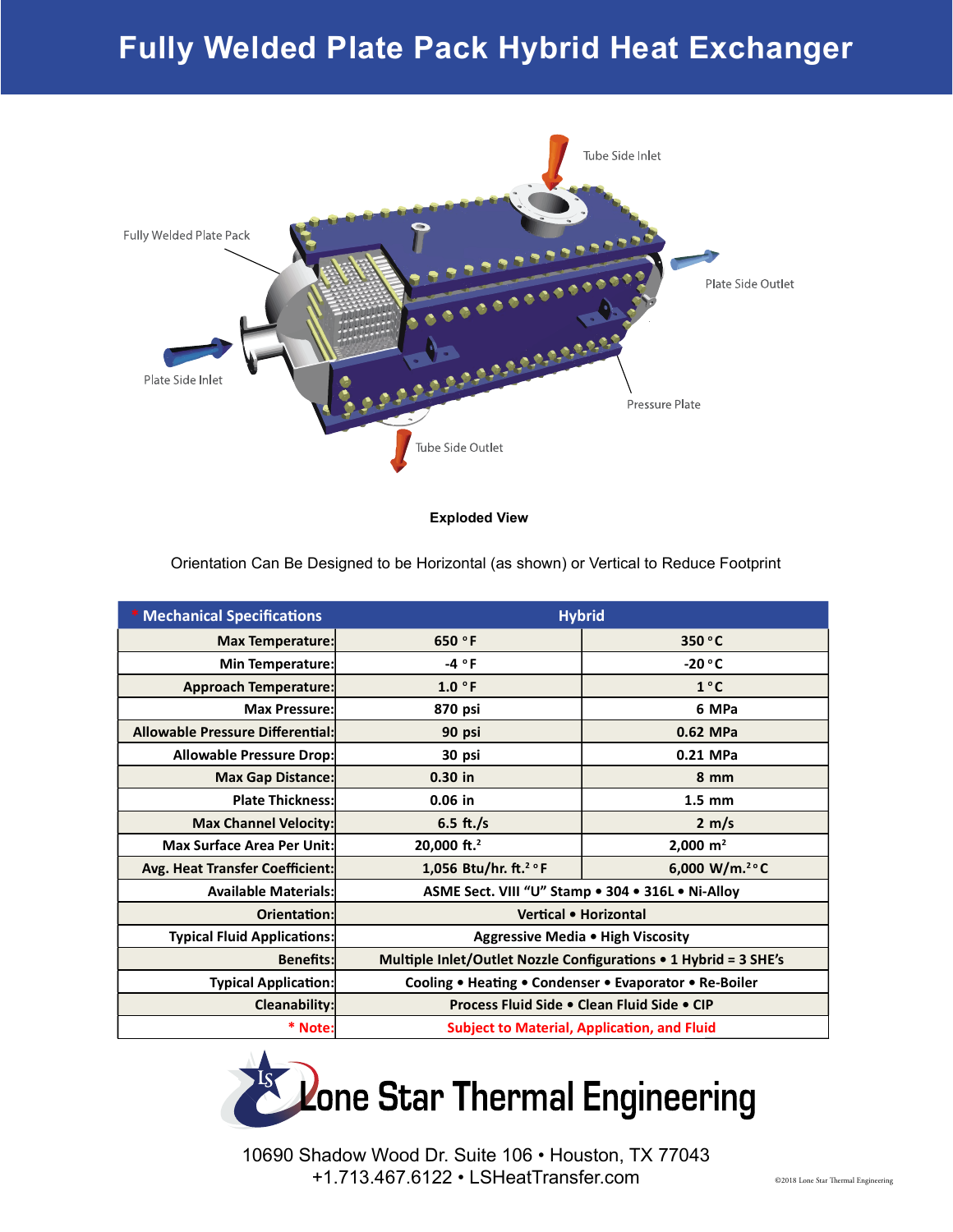# Fully Welded Plate Pack Hybrid Heat Exchanger

Tube Side Inlet

Fully Welded Plate Pack

Plate Side Outlet

Plate Side Inlet

Pressure Plate

Tube Side Outlet

**Exploded View**

Orientation Can Be Designed to be Horizontal (as shown) or Vertical to Reduce Footprint

| * Mechanical Specifications | Hybrid | |
|---|---|---|
| Max Temperature: | 650 °F | 350 °C |
| Min Temperature: | -4 °F | -20 °C |
| Approach Temperature: | 1.0 °F | 1 °C |
| Max Pressure: | 870 psi | 6 MPa |
| Allowable Pressure Differential: | 90 psi | 0.62 MPa |
| Allowable Pressure Drop: | 30 psi | 0.21 MPa |
| Max Gap Distance: | 0.30 in | 8 mm |
| Plate Thickness: | 0.06 in | 1.5 mm |
| Max Channel Velocity: | 6.5 ft./s | 2 m/s |
| Max Surface Area Per Unit: | 20,000 $ft.^2$ | 2,000 $m^2$ |
| Avg. Heat Transfer Coefficient: | 1,056 Btu/hr. $ft.^2$ °F | 6,000 W/$m.^2$ °C |
| Available Materials: | ASME Sect. VIII "U" Stamp • 304 • 316L • Ni-Alloy | |
| Orientation: | Vertical • Horizontal | |
| Typical Fluid Applications: | Aggressive Media • High Viscosity | |
| Benefits: | Multiple Inlet/Outlet Nozzle Configurations • 1 Hybrid = 3 SHE's | |
| Typical Application: | Cooling • Heating • Condenser • Evaporator • Re-Boiler | |
| Cleanability: | Process Fluid Side • Clean Fluid Side • CIP | |
| * Note: | Subject to Material, Application, and Fluid | |

Lone Star Thermal Engineering

10690 Shadow Wood Dr. Suite 106 • Houston, TX 77043
+1.713.467.6122 • LSHeatTransfer.com

©2018 Lone Star Thermal Engineering